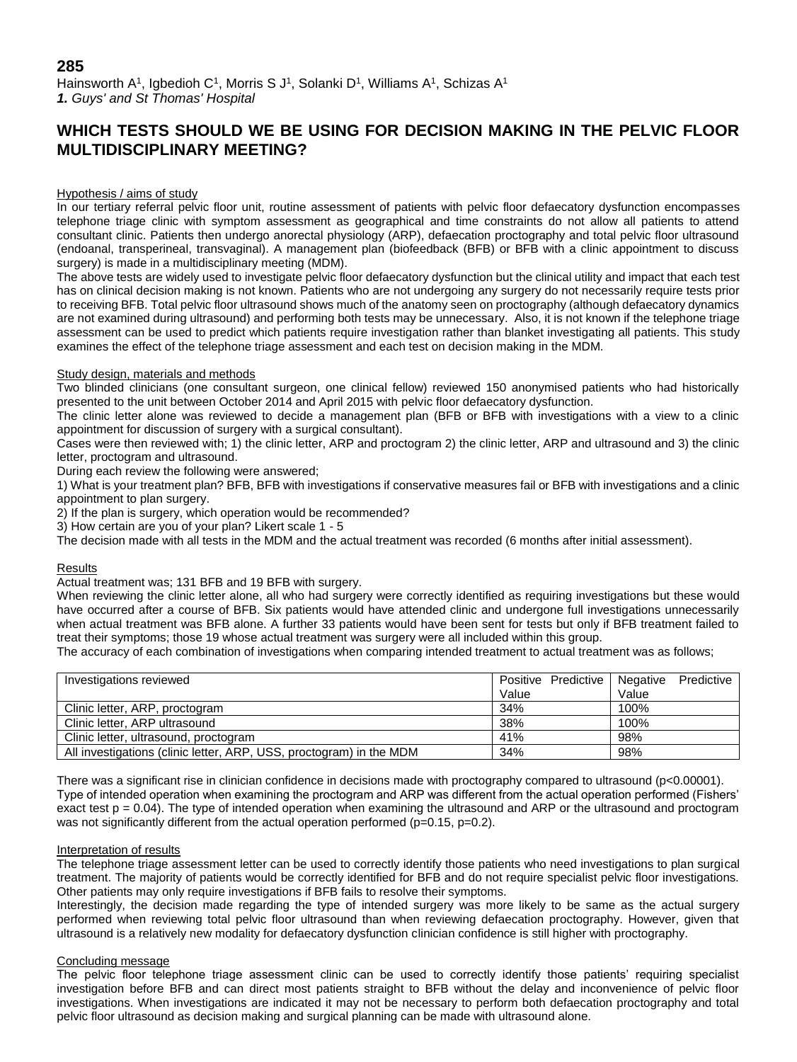**285**

Hainsworth A[1], Igbedioh C[1], Morris S J[1], Solanki D[1], Williams A[1], Schizas A[1]

***1.** Guys' and St Thomas' Hospital*

# WHICH TESTS SHOULD WE BE USING FOR DECISION MAKING IN THE PELVIC FLOOR MULTIDISCIPLINARY MEETING?

## Hypothesis / aims of study

In our tertiary referral pelvic floor unit, routine assessment of patients with pelvic floor defaecatory dysfunction encompasses telephone triage clinic with symptom assessment as geographical and time constraints do not allow all patients to attend consultant clinic. Patients then undergo anorectal physiology (ARP), defaecation proctography and total pelvic floor ultrasound (endoanal, transperineal, transvaginal). A management plan (biofeedback (BFB) or BFB with a clinic appointment to discuss surgery) is made in a multidisciplinary meeting (MDM).

The above tests are widely used to investigate pelvic floor defaecatory dysfunction but the clinical utility and impact that each test has on clinical decision making is not known. Patients who are not undergoing any surgery do not necessarily require tests prior to receiving BFB. Total pelvic floor ultrasound shows much of the anatomy seen on proctography (although defaecatory dynamics are not examined during ultrasound) and performing both tests may be unnecessary. Also, it is not known if the telephone triage assessment can be used to predict which patients require investigation rather than blanket investigating all patients. This study examines the effect of the telephone triage assessment and each test on decision making in the MDM.

## Study design, materials and methods

Two blinded clinicians (one consultant surgeon, one clinical fellow) reviewed 150 anonymised patients who had historically presented to the unit between October 2014 and April 2015 with pelvic floor defaecatory dysfunction.

The clinic letter alone was reviewed to decide a management plan (BFB or BFB with investigations with a view to a clinic appointment for discussion of surgery with a surgical consultant).

Cases were then reviewed with; 1) the clinic letter, ARP and proctogram 2) the clinic letter, ARP and ultrasound and 3) the clinic letter, proctogram and ultrasound.

During each review the following were answered;

1) What is your treatment plan? BFB, BFB with investigations if conservative measures fail or BFB with investigations and a clinic appointment to plan surgery.

2) If the plan is surgery, which operation would be recommended?

3) How certain are you of your plan? Likert scale 1 - 5

The decision made with all tests in the MDM and the actual treatment was recorded (6 months after initial assessment).

## Results

Actual treatment was; 131 BFB and 19 BFB with surgery.

When reviewing the clinic letter alone, all who had surgery were correctly identified as requiring investigations but these would have occurred after a course of BFB. Six patients would have attended clinic and undergone full investigations unnecessarily when actual treatment was BFB alone. A further 33 patients would have been sent for tests but only if BFB treatment failed to treat their symptoms; those 19 whose actual treatment was surgery were all included within this group.

The accuracy of each combination of investigations when comparing intended treatment to actual treatment was as follows;

| Investigations reviewed | Positive Predictive Value | Negative Predictive Value |
|---|---|---|
| Clinic letter, ARP, proctogram | 34% | 100% |
| Clinic letter, ARP ultrasound | 38% | 100% |
| Clinic letter, ultrasound, proctogram | 41% | 98% |
| All investigations (clinic letter, ARP, USS, proctogram) in the MDM | 34% | 98% |

There was a significant rise in clinician confidence in decisions made with proctography compared to ultrasound ($p<0.00001$).

Type of intended operation when examining the proctogram and ARP was different from the actual operation performed (Fishers' exact test $p = 0.04$). The type of intended operation when examining the ultrasound and ARP or the ultrasound and proctogram was not significantly different from the actual operation performed ($p=0.15$, $p=0.2$).

## Interpretation of results

The telephone triage assessment letter can be used to correctly identify those patients who need investigations to plan surgical treatment. The majority of patients would be correctly identified for BFB and do not require specialist pelvic floor investigations. Other patients may only require investigations if BFB fails to resolve their symptoms.

Interestingly, the decision made regarding the type of intended surgery was more likely to be same as the actual surgery performed when reviewing total pelvic floor ultrasound than when reviewing defaecation proctography. However, given that ultrasound is a relatively new modality for defaecatory dysfunction clinician confidence is still higher with proctography.

## Concluding message

The pelvic floor telephone triage assessment clinic can be used to correctly identify those patients' requiring specialist investigation before BFB and can direct most patients straight to BFB without the delay and inconvenience of pelvic floor investigations. When investigations are indicated it may not be necessary to perform both defaecation proctography and total pelvic floor ultrasound as decision making and surgical planning can be made with ultrasound alone.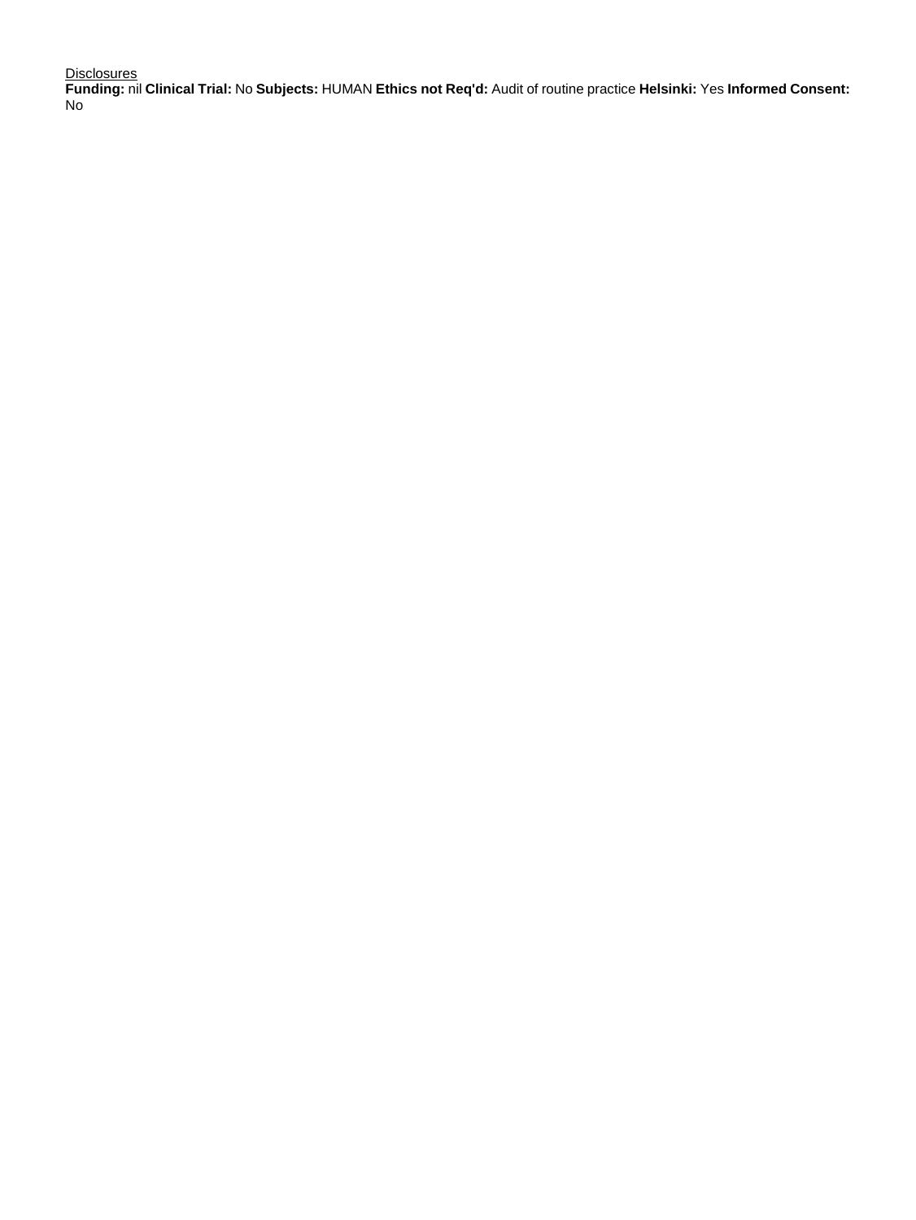Disclosures

**Funding:** nil **Clinical Trial:** No **Subjects:** HUMAN **Ethics not Req'd:** Audit of routine practice **Helsinki:** Yes **Informed Consent:** No